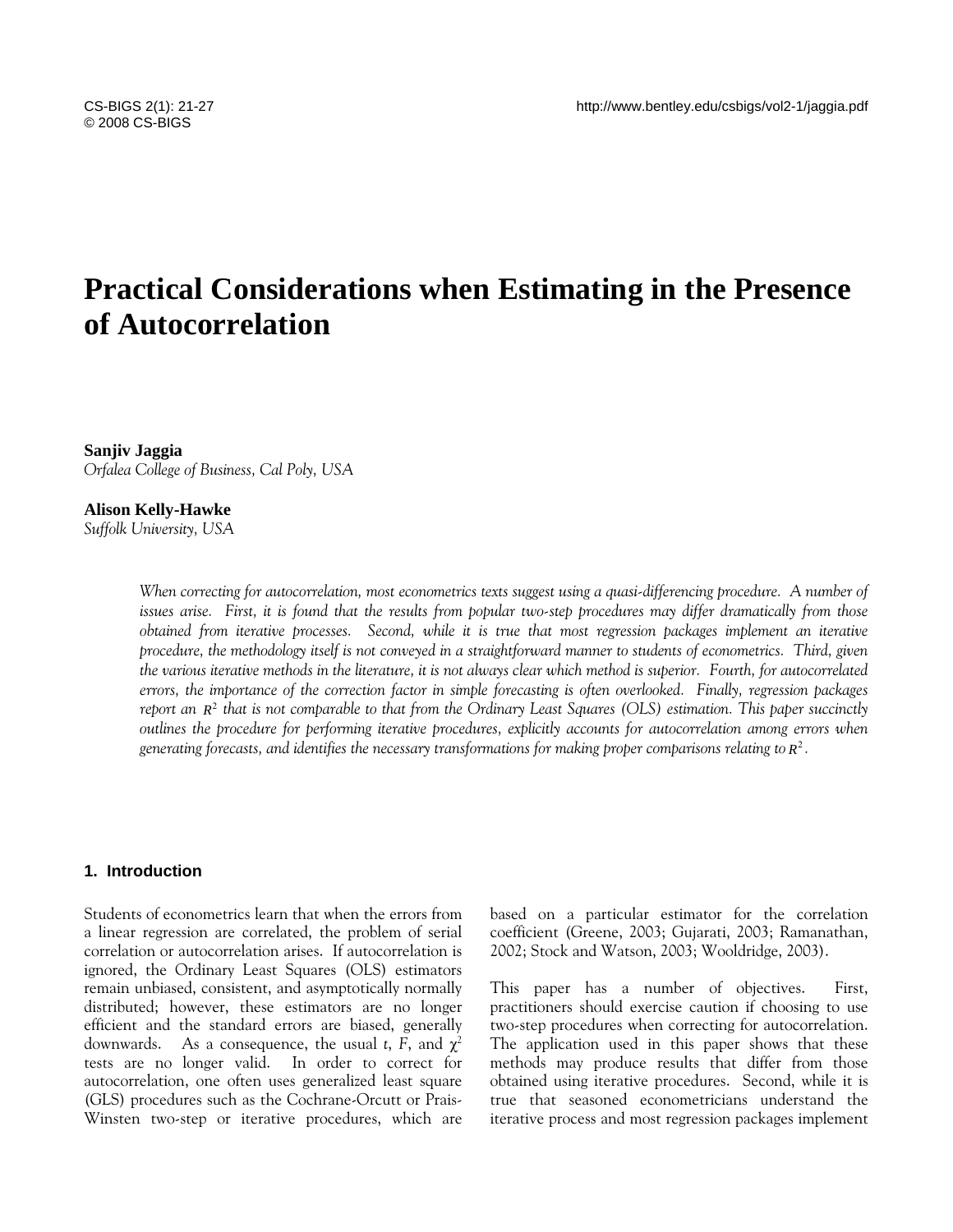# Practical Considerations when Estimating in the Presence of Autocorrelation

**Sanjiv Jaggia**
*Orfalea College of Business, Cal Poly, USA*

**Alison Kelly-Hawke**
*Suffolk University, USA*

*When correcting for autocorrelation, most econometrics texts suggest using a quasi-differencing procedure. A number of issues arise. First, it is found that the results from popular two-step procedures may differ dramatically from those obtained from iterative processes. Second, while it is true that most regression packages implement an iterative procedure, the methodology itself is not conveyed in a straightforward manner to students of econometrics. Third, given the various iterative methods in the literature, it is not always clear which method is superior. Fourth, for autocorrelated errors, the importance of the correction factor in simple forecasting is often overlooked. Finally, regression packages report an $R^2$ that is not comparable to that from the Ordinary Least Squares (OLS) estimation. This paper succinctly outlines the procedure for performing iterative procedures, explicitly accounts for autocorrelation among errors when generating forecasts, and identifies the necessary transformations for making proper comparisons relating to $R^2$.*

## 1. Introduction

Students of econometrics learn that when the errors from a linear regression are correlated, the problem of serial correlation or autocorrelation arises. If autocorrelation is ignored, the Ordinary Least Squares (OLS) estimators remain unbiased, consistent, and asymptotically normally distributed; however, these estimators are no longer efficient and the standard errors are biased, generally downwards. As a consequence, the usual $t$, $F$, and $\chi^2$ tests are no longer valid. In order to correct for autocorrelation, one often uses generalized least square (GLS) procedures such as the Cochrane-Orcutt or Prais-Winsten two-step or iterative procedures, which are based on a particular estimator for the correlation coefficient (Greene, 2003; Gujarati, 2003; Ramanathan, 2002; Stock and Watson, 2003; Wooldridge, 2003).

This paper has a number of objectives. First, practitioners should exercise caution if choosing to use two-step procedures when correcting for autocorrelation. The application used in this paper shows that these methods may produce results that differ from those obtained using iterative procedures. Second, while it is true that seasoned econometricians understand the iterative process and most regression packages implement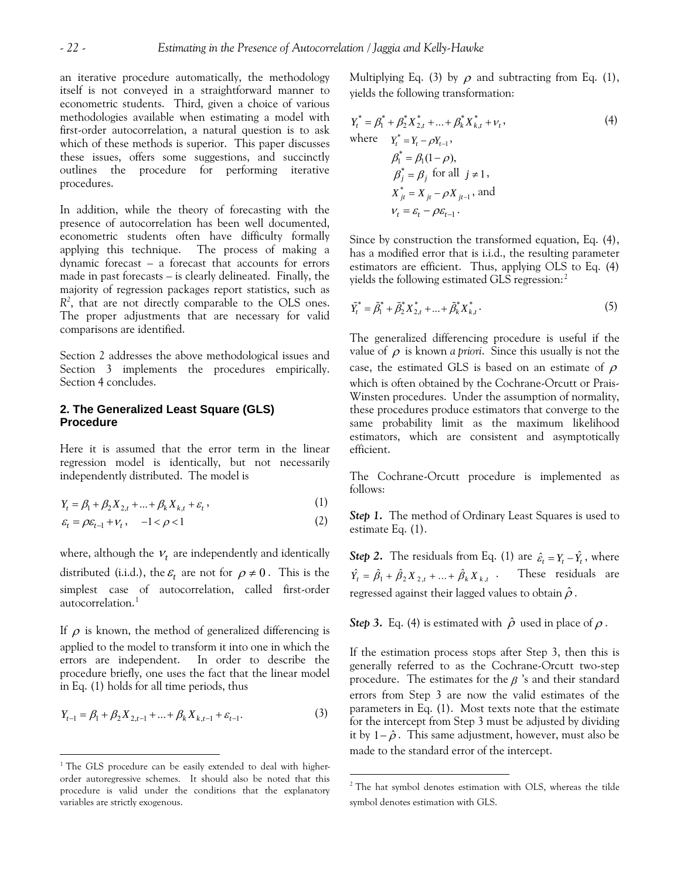an iterative procedure automatically, the methodology itself is not conveyed in a straightforward manner to econometric students. Third, given a choice of various methodologies available when estimating a model with first-order autocorrelation, a natural question is to ask which of these methods is superior. This paper discusses these issues, offers some suggestions, and succinctly outlines the procedure for performing iterative procedures.

In addition, while the theory of forecasting with the presence of autocorrelation has been well documented, econometric students often have difficulty formally applying this technique. The process of making a dynamic forecast – a forecast that accounts for errors made in past forecasts – is clearly delineated. Finally, the majority of regression packages report statistics, such as $R^2$, that are not directly comparable to the OLS ones. The proper adjustments that are necessary for valid comparisons are identified.

Section 2 addresses the above methodological issues and Section 3 implements the procedures empirically. Section 4 concludes.

## 2. The Generalized Least Square (GLS) Procedure

Here it is assumed that the error term in the linear regression model is identically, but not necessarily independently distributed. The model is

$$Y_t = \beta_1 + \beta_2 X_{2,t} + \ldots + \beta_k X_{k,t} + \varepsilon_t , \tag{1}$$

$$\varepsilon_t = \rho \varepsilon_{t-1} + \nu_t , \quad -1 < \rho < 1 \tag{2}$$

where, although the $\nu_t$ are independently and identically distributed (i.i.d.), the $\varepsilon_t$ are not for $\rho \neq 0$. This is the simplest case of autocorrelation, called first-order autocorrelation.[1]

If $\rho$ is known, the method of generalized differencing is applied to the model to transform it into one in which the errors are independent. In order to describe the procedure briefly, one uses the fact that the linear model in Eq. (1) holds for all time periods, thus

$$Y_{t-1} = \beta_1 + \beta_2 X_{2,t-1} + \ldots + \beta_k X_{k,t-1} + \varepsilon_{t-1} . \tag{3}$$

Multiplying Eq. (3) by $\rho$ and subtracting from Eq. (1), yields the following transformation:

$$Y_t^* = \beta_1^* + \beta_2^* X_{2,t}^* + \ldots + \beta_k^* X_{k,t}^* + \nu_t , \tag{4}$$

where
$Y_t^* = Y_t - \rho Y_{t-1}$,
$\beta_1^* = \beta_1 (1-\rho)$,
$\beta_j^* = \beta_j$ for all $j \neq 1$,
$X_{jt}^* = X_{jt} - \rho X_{jt-1}$, and
$\nu_t = \varepsilon_t - \rho \varepsilon_{t-1}$.

Since by construction the transformed equation, Eq. (4), has a modified error that is i.i.d., the resulting parameter estimators are efficient. Thus, applying OLS to Eq. (4) yields the following estimated GLS regression:[2]

$$\tilde{Y}_t^* = \tilde{\beta}_1^* + \tilde{\beta}_2^* X_{2,t}^* + \ldots + \tilde{\beta}_k^* X_{k,t}^* . \tag{5}$$

The generalized differencing procedure is useful if the value of $\rho$ is known *a priori*. Since this usually is not the case, the estimated GLS is based on an estimate of $\rho$ which is often obtained by the Cochrane-Orcutt or Prais-Winsten procedures. Under the assumption of normality, these procedures produce estimators that converge to the same probability limit as the maximum likelihood estimators, which are consistent and asymptotically efficient.

The Cochrane-Orcutt procedure is implemented as follows:

***Step 1.*** The method of Ordinary Least Squares is used to estimate Eq. (1).

***Step 2.*** The residuals from Eq. (1) are $\hat{\varepsilon}_t = Y_t - \hat{Y}_t$, where $\hat{Y}_t = \hat{\beta}_1 + \hat{\beta}_2 X_{2,t} + \ldots + \hat{\beta}_k X_{k,t}$. These residuals are regressed against their lagged values to obtain $\hat{\rho}$.

***Step 3.*** Eq. (4) is estimated with $\hat{\rho}$ used in place of $\rho$.

If the estimation process stops after Step 3, then this is generally referred to as the Cochrane-Orcutt two-step procedure. The estimates for the $\beta$'s and their standard errors from Step 3 are now the valid estimates of the parameters in Eq. (1). Most texts note that the estimate for the intercept from Step 3 must be adjusted by dividing it by $1-\hat{\rho}$. This same adjustment, however, must also be made to the standard error of the intercept.

---

[1] The GLS procedure can be easily extended to deal with higher-order autoregressive schemes. It should also be noted that this procedure is valid under the conditions that the explanatory variables are strictly exogenous.

[2] The hat symbol denotes estimation with OLS, whereas the tilde symbol denotes estimation with GLS.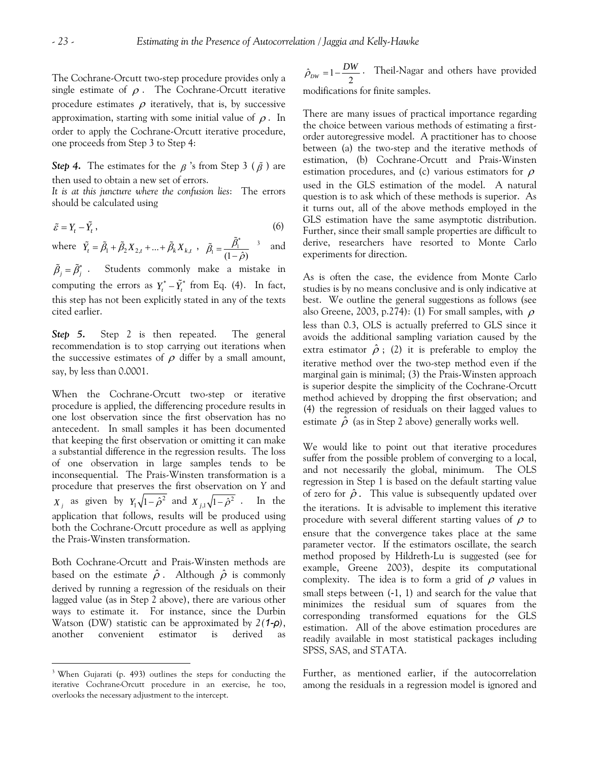The Cochrane-Orcutt two-step procedure provides only a single estimate of $\rho$. The Cochrane-Orcutt iterative procedure estimates $\rho$ iteratively, that is, by successive approximation, starting with some initial value of $\rho$. In order to apply the Cochrane-Orcutt iterative procedure, one proceeds from Step 3 to Step 4:

***Step 4.*** The estimates for the $\beta$ 's from Step 3 ( $\tilde{\beta}$ ) are then used to obtain a new set of errors.

*It is at this juncture where the confusion lies*: The errors should be calculated using

$$\tilde{\varepsilon} = Y_t - \tilde{Y}_t, \tag{6}$$

where $\tilde{Y}_t = \tilde{\beta}_1 + \tilde{\beta}_2 X_{2,t} + ... + \tilde{\beta}_k X_{k,t}$, $\tilde{\beta}_1 = \frac{\tilde{\beta}_1^*}{(1-\hat{\rho})}$ [3] and $\tilde{\beta}_j = \tilde{\beta}_j^*$. Students commonly make a mistake in computing the errors as $Y_t^* - \tilde{Y}_t^*$ from Eq. (4). In fact, this step has not been explicitly stated in any of the texts cited earlier.

***Step 5.*** Step 2 is then repeated. The general recommendation is to stop carrying out iterations when the successive estimates of $\rho$ differ by a small amount, say, by less than 0.0001.

When the Cochrane-Orcutt two-step or iterative procedure is applied, the differencing procedure results in one lost observation since the first observation has no antecedent. In small samples it has been documented that keeping the first observation or omitting it can make a substantial difference in the regression results. The loss of one observation in large samples tends to be inconsequential. The Prais-Winsten transformation is a procedure that preserves the first observation on Y and $X_j$ as given by $Y_1\sqrt{1-\hat{\rho}^2}$ and $X_{j,1}\sqrt{1-\hat{\rho}^2}$. In the application that follows, results will be produced using both the Cochrane-Orcutt procedure as well as applying the Prais-Winsten transformation.

Both Cochrane-Orcutt and Prais-Winsten methods are based on the estimate $\hat{\rho}$. Although $\hat{\rho}$ is commonly derived by running a regression of the residuals on their lagged value (as in Step 2 above), there are various other ways to estimate it. For instance, since the Durbin Watson (DW) statistic can be approximated by $2(1-\rho)$, another convenient estimator is derived as $\hat{\rho}_{DW} = 1 - \frac{DW}{2}$. Theil-Nagar and others have provided modifications for finite samples.

There are many issues of practical importance regarding the choice between various methods of estimating a first-order autoregressive model. A practitioner has to choose between (a) the two-step and the iterative methods of estimation, (b) Cochrane-Orcutt and Prais-Winsten estimation procedures, and (c) various estimators for $\rho$ used in the GLS estimation of the model. A natural question is to ask which of these methods is superior. As it turns out, all of the above methods employed in the GLS estimation have the same asymptotic distribution. Further, since their small sample properties are difficult to derive, researchers have resorted to Monte Carlo experiments for direction.

As is often the case, the evidence from Monte Carlo studies is by no means conclusive and is only indicative at best. We outline the general suggestions as follows (see also Greene, 2003, p.274): (1) For small samples, with $\rho$ less than 0.3, OLS is actually preferred to GLS since it avoids the additional sampling variation caused by the extra estimator $\hat{\rho}$; (2) it is preferable to employ the iterative method over the two-step method even if the marginal gain is minimal; (3) the Prais-Winsten approach is superior despite the simplicity of the Cochrane-Orcutt method achieved by dropping the first observation; and (4) the regression of residuals on their lagged values to estimate $\hat{\rho}$ (as in Step 2 above) generally works well.

We would like to point out that iterative procedures suffer from the possible problem of converging to a local, and not necessarily the global, minimum. The OLS regression in Step 1 is based on the default starting value of zero for $\hat{\rho}$. This value is subsequently updated over the iterations. It is advisable to implement this iterative procedure with several different starting values of $\rho$ to ensure that the convergence takes place at the same parameter vector. If the estimators oscillate, the search method proposed by Hildreth-Lu is suggested (see for example, Greene 2003), despite its computational complexity. The idea is to form a grid of $\rho$ values in small steps between (-1, 1) and search for the value that minimizes the residual sum of squares from the corresponding transformed equations for the GLS estimation. All of the above estimation procedures are readily available in most statistical packages including SPSS, SAS, and STATA.

Further, as mentioned earlier, if the autocorrelation among the residuals in a regression model is ignored and

---

[3] When Gujarati (p. 493) outlines the steps for conducting the iterative Cochrane-Orcutt procedure in an exercise, he too, overlooks the necessary adjustment to the intercept.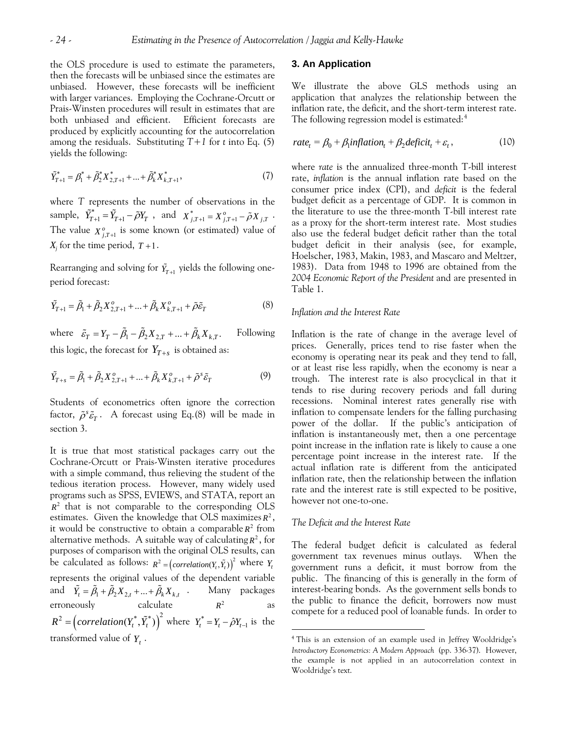the OLS procedure is used to estimate the parameters, then the forecasts will be unbiased since the estimates are unbiased. However, these forecasts will be inefficient with larger variances. Employing the Cochrane-Orcutt or Prais-Winsten procedures will result in estimates that are both unbiased and efficient. Efficient forecasts are produced by explicitly accounting for the autocorrelation among the residuals. Substituting $T+1$ for $t$ into Eq. (5) yields the following:

$$\tilde{Y}^*_{T+1} = \beta^*_1 + \tilde{\beta}^*_2 X^*_{2,T+1} + ... + \tilde{\beta}^*_k X^*_{k,T+1}, \tag{7}$$

where $T$ represents the number of observations in the sample, $\tilde{Y}^*_{T+1} = \tilde{Y}_{T+1} - \tilde{\rho} Y_T$, and $X^*_{j,T+1} = X^o_{j,T+1} - \tilde{\rho} X_{j,T}$. The value $X^o_{j,T+1}$ is some known (or estimated) value of $X_j$ for the time period, $T+1$.

Rearranging and solving for $\tilde{Y}_{T+1}$ yields the following one-period forecast:

$$\tilde{Y}_{T+1} = \tilde{\beta}_1 + \tilde{\beta}_2 X^o_{2,T+1} + ... + \tilde{\beta}_k X^o_{k,T+1} + \tilde{\rho}\tilde{\varepsilon}_T \tag{8}$$

where $\tilde{\varepsilon}_T = Y_T - \tilde{\beta}_1 - \tilde{\beta}_2 X_{2,T} + ... + \tilde{\beta}_k X_{k,T}$. Following this logic, the forecast for $Y_{T+S}$ is obtained as:

$$\tilde{Y}_{T+s} = \tilde{\beta}_1 + \tilde{\beta}_2 X^o_{2,T+1} + ... + \tilde{\beta}_k X^o_{k,T+1} + \tilde{\rho}^s \tilde{\varepsilon}_T \tag{9}$$

Students of econometrics often ignore the correction factor, $\tilde{\rho}^s \tilde{\varepsilon}_T$. A forecast using Eq.(8) will be made in section 3.

It is true that most statistical packages carry out the Cochrane-Orcutt or Prais-Winsten iterative procedures with a simple command, thus relieving the student of the tedious iteration process. However, many widely used programs such as SPSS, EVIEWS, and STATA, report an $R^2$ that is not comparable to the corresponding OLS estimates. Given the knowledge that OLS maximizes $R^2$, it would be constructive to obtain a comparable $R^2$ from alternative methods. A suitable way of calculating $R^2$, for purposes of comparison with the original OLS results, can be calculated as follows: $R^2 = \left(correlation(Y_t, \tilde{Y}_t)\right)^2$ where $Y_t$ represents the original values of the dependent variable and $\tilde{Y}_t = \tilde{\beta}_1 + \tilde{\beta}_2 X_{2,t} + ... + \tilde{\beta}_k X_{k,t}$. Many packages erroneously calculate $R^2$ as $R^2 = \left(correlation(Y^*_t, \tilde{Y}^*_t)\right)^2$ where $Y^*_t = Y_t - \hat{\rho} Y_{t-1}$ is the transformed value of $Y_t$.

## 3. An Application

We illustrate the above GLS methods using an application that analyzes the relationship between the inflation rate, the deficit, and the short-term interest rate. The following regression model is estimated:[4]

$$rate_t = \beta_0 + \beta_1 inflation_t + \beta_2 deficit_t + \varepsilon_t, \tag{10}$$

where *rate* is the annualized three-month T-bill interest rate, *inflation* is the annual inflation rate based on the consumer price index (CPI), and *deficit* is the federal budget deficit as a percentage of GDP. It is common in the literature to use the three-month T-bill interest rate as a proxy for the short-term interest rate. Most studies also use the federal budget deficit rather than the total budget deficit in their analysis (see, for example, Hoelscher, 1983, Makin, 1983, and Mascaro and Meltzer, 1983). Data from 1948 to 1996 are obtained from the *2004 Economic Report of the President* and are presented in Table 1.

### *Inflation and the Interest Rate*

Inflation is the rate of change in the average level of prices. Generally, prices tend to rise faster when the economy is operating near its peak and they tend to fall, or at least rise less rapidly, when the economy is near a trough. The interest rate is also procyclical in that it tends to rise during recovery periods and fall during recessions. Nominal interest rates generally rise with inflation to compensate lenders for the falling purchasing power of the dollar. If the public's anticipation of inflation is instantaneously met, then a one percentage point increase in the inflation rate is likely to cause a one percentage point increase in the interest rate. If the actual inflation rate is different from the anticipated inflation rate, then the relationship between the inflation rate and the interest rate is still expected to be positive, however not one-to-one.

### *The Deficit and the Interest Rate*

The federal budget deficit is calculated as federal government tax revenues minus outlays. When the government runs a deficit, it must borrow from the public. The financing of this is generally in the form of interest-bearing bonds. As the government sells bonds to the public to finance the deficit, borrowers now must compete for a reduced pool of loanable funds. In order to

---

[4] This is an extension of an example used in Jeffrey Wooldridge's *Introductory Econometrics: A Modern Approach* (pp. 336-37). However, the example is not applied in an autocorrelation context in Wooldridge's text.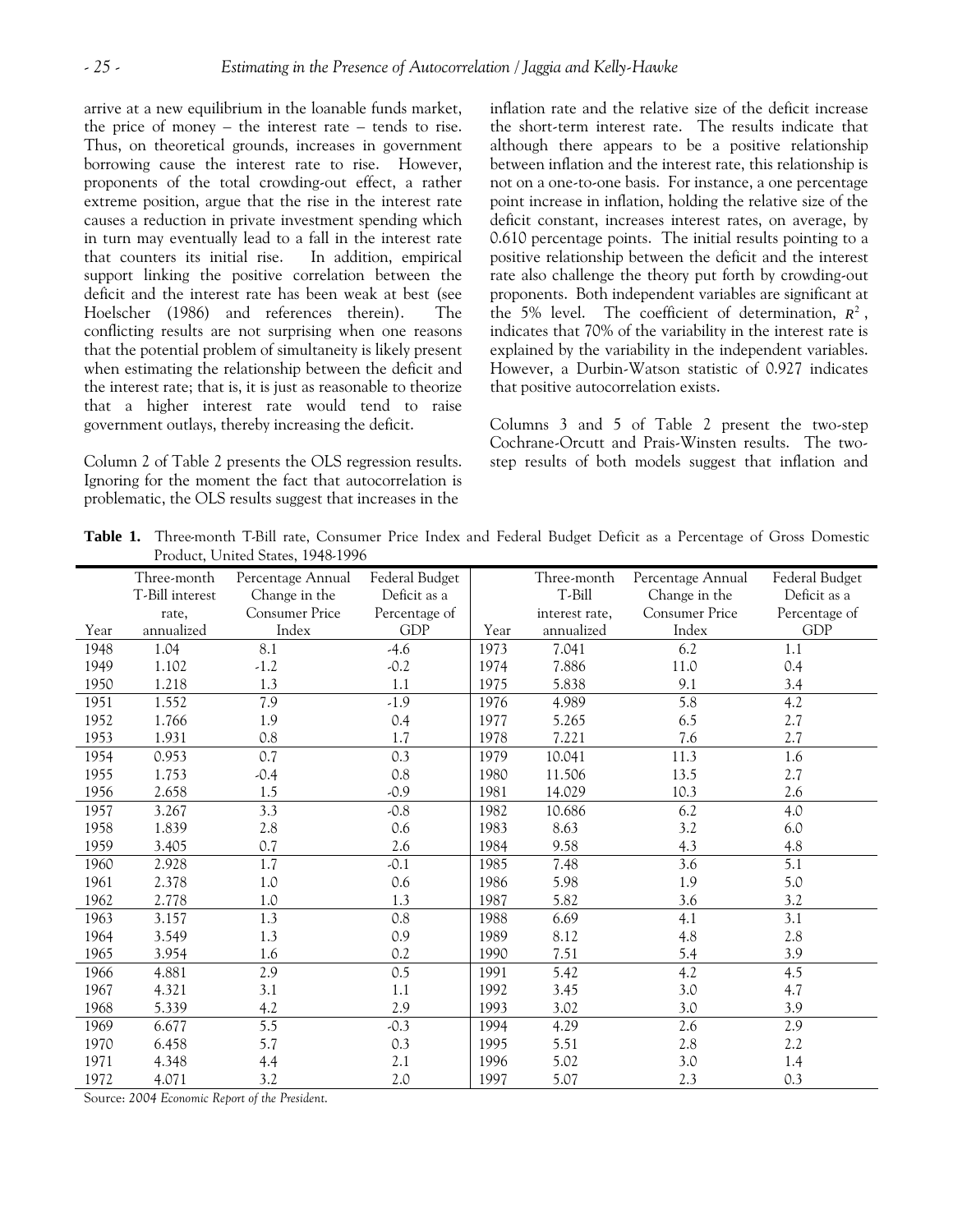arrive at a new equilibrium in the loanable funds market, the price of money – the interest rate – tends to rise. Thus, on theoretical grounds, increases in government borrowing cause the interest rate to rise. However, proponents of the total crowding-out effect, a rather extreme position, argue that the rise in the interest rate causes a reduction in private investment spending which in turn may eventually lead to a fall in the interest rate that counters its initial rise. In addition, empirical support linking the positive correlation between the deficit and the interest rate has been weak at best (see Hoelscher (1986) and references therein). The conflicting results are not surprising when one reasons that the potential problem of simultaneity is likely present when estimating the relationship between the deficit and the interest rate; that is, it is just as reasonable to theorize that a higher interest rate would tend to raise government outlays, thereby increasing the deficit.

Column 2 of Table 2 presents the OLS regression results. Ignoring for the moment the fact that autocorrelation is problematic, the OLS results suggest that increases in the inflation rate and the relative size of the deficit increase the short-term interest rate. The results indicate that although there appears to be a positive relationship between inflation and the interest rate, this relationship is not on a one-to-one basis. For instance, a one percentage point increase in inflation, holding the relative size of the deficit constant, increases interest rates, on average, by 0.610 percentage points. The initial results pointing to a positive relationship between the deficit and the interest rate also challenge the theory put forth by crowding-out proponents. Both independent variables are significant at the 5% level. The coefficient of determination, $R^2$, indicates that 70% of the variability in the interest rate is explained by the variability in the independent variables. However, a Durbin-Watson statistic of 0.927 indicates that positive autocorrelation exists.

Columns 3 and 5 of Table 2 present the two-step Cochrane-Orcutt and Prais-Winsten results. The two-step results of both models suggest that inflation and

**Table 1.** Three-month T-Bill rate, Consumer Price Index and Federal Budget Deficit as a Percentage of Gross Domestic Product, United States, 1948-1996

| Year | Three-month T-Bill interest rate, annualized | Percentage Annual Change in the Consumer Price Index | Federal Budget Deficit as a Percentage of GDP | Year | Three-month T-Bill interest rate, annualized | Percentage Annual Change in the Consumer Price Index | Federal Budget Deficit as a Percentage of GDP |
|---|---|---|---|---|---|---|---|
| 1948 | 1.04 | 8.1 | -4.6 | 1973 | 7.041 | 6.2 | 1.1 |
| 1949 | 1.102 | -1.2 | -0.2 | 1974 | 7.886 | 11.0 | 0.4 |
| 1950 | 1.218 | 1.3 | 1.1 | 1975 | 5.838 | 9.1 | 3.4 |
| 1951 | 1.552 | 7.9 | -1.9 | 1976 | 4.989 | 5.8 | 4.2 |
| 1952 | 1.766 | 1.9 | 0.4 | 1977 | 5.265 | 6.5 | 2.7 |
| 1953 | 1.931 | 0.8 | 1.7 | 1978 | 7.221 | 7.6 | 2.7 |
| 1954 | 0.953 | 0.7 | 0.3 | 1979 | 10.041 | 11.3 | 1.6 |
| 1955 | 1.753 | -0.4 | 0.8 | 1980 | 11.506 | 13.5 | 2.7 |
| 1956 | 2.658 | 1.5 | -0.9 | 1981 | 14.029 | 10.3 | 2.6 |
| 1957 | 3.267 | 3.3 | -0.8 | 1982 | 10.686 | 6.2 | 4.0 |
| 1958 | 1.839 | 2.8 | 0.6 | 1983 | 8.63 | 3.2 | 6.0 |
| 1959 | 3.405 | 0.7 | 2.6 | 1984 | 9.58 | 4.3 | 4.8 |
| 1960 | 2.928 | 1.7 | -0.1 | 1985 | 7.48 | 3.6 | 5.1 |
| 1961 | 2.378 | 1.0 | 0.6 | 1986 | 5.98 | 1.9 | 5.0 |
| 1962 | 2.778 | 1.0 | 1.3 | 1987 | 5.82 | 3.6 | 3.2 |
| 1963 | 3.157 | 1.3 | 0.8 | 1988 | 6.69 | 4.1 | 3.1 |
| 1964 | 3.549 | 1.3 | 0.9 | 1989 | 8.12 | 4.8 | 2.8 |
| 1965 | 3.954 | 1.6 | 0.2 | 1990 | 7.51 | 5.4 | 3.9 |
| 1966 | 4.881 | 2.9 | 0.5 | 1991 | 5.42 | 4.2 | 4.5 |
| 1967 | 4.321 | 3.1 | 1.1 | 1992 | 3.45 | 3.0 | 4.7 |
| 1968 | 5.339 | 4.2 | 2.9 | 1993 | 3.02 | 3.0 | 3.9 |
| 1969 | 6.677 | 5.5 | -0.3 | 1994 | 4.29 | 2.6 | 2.9 |
| 1970 | 6.458 | 5.7 | 0.3 | 1995 | 5.51 | 2.8 | 2.2 |
| 1971 | 4.348 | 4.4 | 2.1 | 1996 | 5.02 | 3.0 | 1.4 |
| 1972 | 4.071 | 3.2 | 2.0 | 1997 | 5.07 | 2.3 | 0.3 |

Source: *2004 Economic Report of the President.*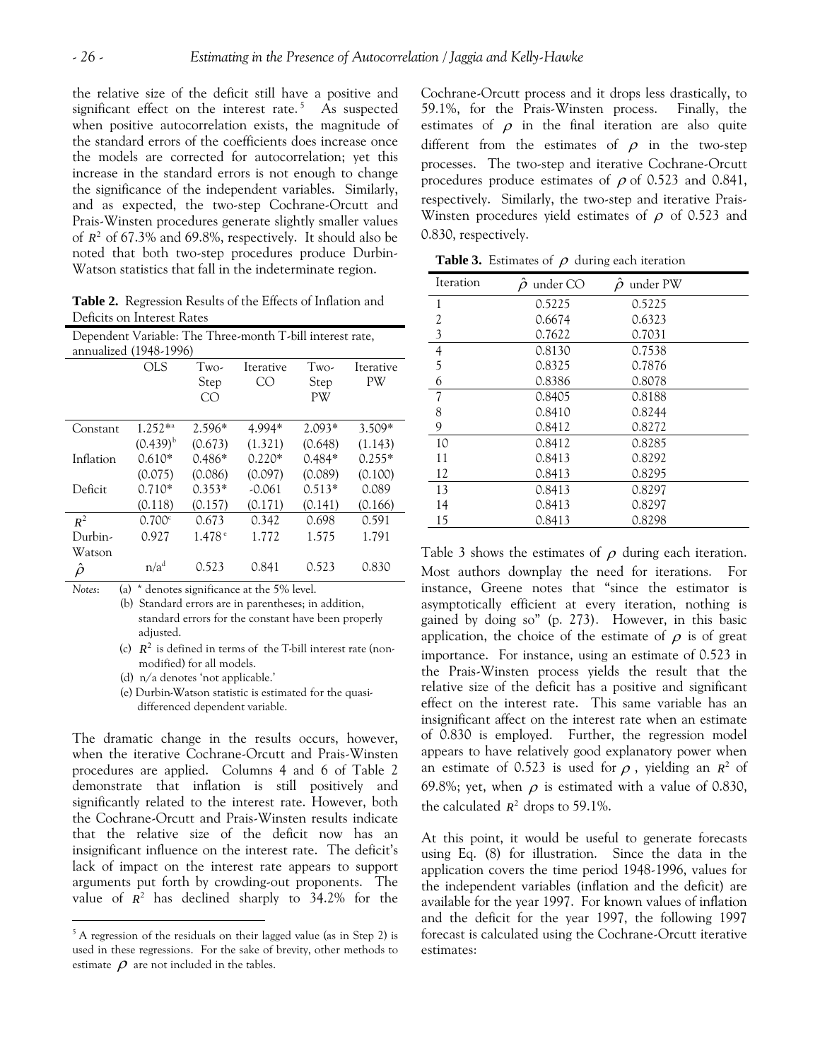the relative size of the deficit still have a positive and significant effect on the interest rate.[5] As suspected when positive autocorrelation exists, the magnitude of the standard errors of the coefficients does increase once the models are corrected for autocorrelation; yet this increase in the standard errors is not enough to change the significance of the independent variables. Similarly, and as expected, the two-step Cochrane-Orcutt and Prais-Winsten procedures generate slightly smaller values of $R^2$ of 67.3% and 69.8%, respectively. It should also be noted that both two-step procedures produce Durbin-Watson statistics that fall in the indeterminate region.

**Table 2.** Regression Results of the Effects of Inflation and Deficits on Interest Rates

Dependent Variable: The Three-month T-bill interest rate, annualized (1948-1996)

| | OLS | Two-Step CO | Iterative CO | Two-Step PW | Iterative PW |
|---|---|---|---|---|---|
| Constant | 1.252*[a] | 2.596* | 4.994* | 2.093* | 3.509* |
| | (0.439)[b] | (0.673) | (1.321) | (0.648) | (1.143) |
| Inflation | 0.610* | 0.486* | 0.220* | 0.484* | 0.255* |
| | (0.075) | (0.086) | (0.097) | (0.089) | (0.100) |
| Deficit | 0.710* | 0.353* | -0.061 | 0.513* | 0.089 |
| | (0.118) | (0.157) | (0.171) | (0.141) | (0.166) |
| $R^2$ | 0.700[c] | 0.673 | 0.342 | 0.698 | 0.591 |
| Durbin-Watson | 0.927 | 1.478[e] | 1.772 | 1.575 | 1.791 |
| $\hat{\rho}$ | n/a[d] | 0.523 | 0.841 | 0.523 | 0.830 |

*Notes*: (a) * denotes significance at the 5% level.
(b) Standard errors are in parentheses; in addition, standard errors for the constant have been properly adjusted.
(c) $R^2$ is defined in terms of the T-bill interest rate (non-modified) for all models.
(d) n/a denotes 'not applicable.'
(e) Durbin-Watson statistic is estimated for the quasi-differenced dependent variable.

The dramatic change in the results occurs, however, when the iterative Cochrane-Orcutt and Prais-Winsten procedures are applied. Columns 4 and 6 of Table 2 demonstrate that inflation is still positively and significantly related to the interest rate. However, both the Cochrane-Orcutt and Prais-Winsten results indicate that the relative size of the deficit now has an insignificant influence on the interest rate. The deficit's lack of impact on the interest rate appears to support arguments put forth by crowding-out proponents. The value of $R^2$ has declined sharply to 34.2% for the Cochrane-Orcutt process and it drops less drastically, to 59.1%, for the Prais-Winsten process. Finally, the estimates of $\rho$ in the final iteration are also quite different from the estimates of $\rho$ in the two-step processes. The two-step and iterative Cochrane-Orcutt procedures produce estimates of $\rho$ of 0.523 and 0.841, respectively. Similarly, the two-step and iterative Prais-Winsten procedures yield estimates of $\rho$ of 0.523 and 0.830, respectively.

**Table 3.** Estimates of $\rho$ during each iteration

| Iteration | $\hat{\rho}$ under CO | $\hat{\rho}$ under PW |
|---|---|---|
| 1 | 0.5225 | 0.5225 |
| 2 | 0.6674 | 0.6323 |
| 3 | 0.7622 | 0.7031 |
| 4 | 0.8130 | 0.7538 |
| 5 | 0.8325 | 0.7876 |
| 6 | 0.8386 | 0.8078 |
| 7 | 0.8405 | 0.8188 |
| 8 | 0.8410 | 0.8244 |
| 9 | 0.8412 | 0.8272 |
| 10 | 0.8412 | 0.8285 |
| 11 | 0.8413 | 0.8292 |
| 12 | 0.8413 | 0.8295 |
| 13 | 0.8413 | 0.8297 |
| 14 | 0.8413 | 0.8297 |
| 15 | 0.8413 | 0.8298 |

Table 3 shows the estimates of $\rho$ during each iteration. Most authors downplay the need for iterations. For instance, Greene notes that "since the estimator is asymptotically efficient at every iteration, nothing is gained by doing so" (p. 273). However, in this basic application, the choice of the estimate of $\rho$ is of great importance. For instance, using an estimate of 0.523 in the Prais-Winsten process yields the result that the relative size of the deficit has a positive and significant effect on the interest rate. This same variable has an insignificant affect on the interest rate when an estimate of 0.830 is employed. Further, the regression model appears to have relatively good explanatory power when an estimate of 0.523 is used for $\rho$, yielding an $R^2$ of 69.8%; yet, when $\rho$ is estimated with a value of 0.830, the calculated $R^2$ drops to 59.1%.

At this point, it would be useful to generate forecasts using Eq. (8) for illustration. Since the data in the application covers the time period 1948-1996, values for the independent variables (inflation and the deficit) are available for the year 1997. For known values of inflation and the deficit for the year 1997, the following 1997 forecast is calculated using the Cochrane-Orcutt iterative estimates:

[5] A regression of the residuals on their lagged value (as in Step 2) is used in these regressions. For the sake of brevity, other methods to estimate $\rho$ are not included in the tables.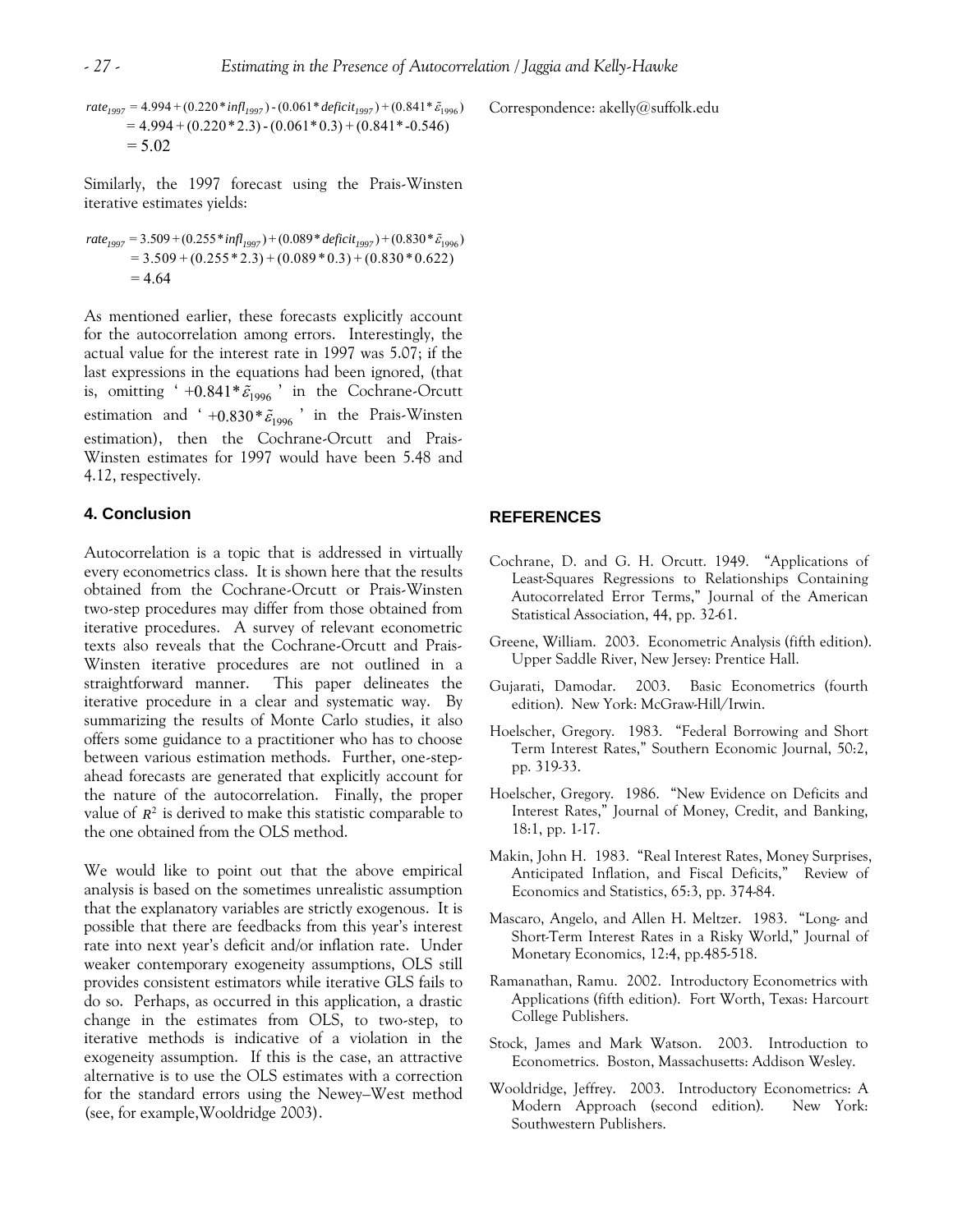$$
\begin{aligned}
rate_{1997} &= 4.994 + (0.220 * infl_{1997}) - (0.061 * deficit_{1997}) + (0.841 * \tilde{\varepsilon}_{1996}) \\
&= 4.994 + (0.220 * 2.3) - (0.061 * 0.3) + (0.841 * -0.546) \\
&= 5.02
\end{aligned}
$$

Similarly, the 1997 forecast using the Prais-Winsten iterative estimates yields:

$$
\begin{aligned}
rate_{1997} &= 3.509 + (0.255 * infl_{1997}) + (0.089 * deficit_{1997}) + (0.830 * \tilde{\varepsilon}_{1996}) \\
&= 3.509 + (0.255 * 2.3) + (0.089 * 0.3) + (0.830 * 0.622) \\
&= 4.64
\end{aligned}
$$

As mentioned earlier, these forecasts explicitly account for the autocorrelation among errors. Interestingly, the actual value for the interest rate in 1997 was 5.07; if the last expressions in the equations had been ignored, (that is, omitting ' $+0.841 * \tilde{\varepsilon}_{1996}$ ' in the Cochrane-Orcutt estimation and ' $+0.830 * \tilde{\varepsilon}_{1996}$ ' in the Prais-Winsten estimation), then the Cochrane-Orcutt and Prais-Winsten estimates for 1997 would have been 5.48 and 4.12, respectively.

## 4. Conclusion

Autocorrelation is a topic that is addressed in virtually every econometrics class. It is shown here that the results obtained from the Cochrane-Orcutt or Prais-Winsten two-step procedures may differ from those obtained from iterative procedures. A survey of relevant econometric texts also reveals that the Cochrane-Orcutt and Prais-Winsten iterative procedures are not outlined in a straightforward manner. This paper delineates the iterative procedure in a clear and systematic way. By summarizing the results of Monte Carlo studies, it also offers some guidance to a practitioner who has to choose between various estimation methods. Further, one-step-ahead forecasts are generated that explicitly account for the nature of the autocorrelation. Finally, the proper value of $R^2$ is derived to make this statistic comparable to the one obtained from the OLS method.

We would like to point out that the above empirical analysis is based on the sometimes unrealistic assumption that the explanatory variables are strictly exogenous. It is possible that there are feedbacks from this year's interest rate into next year's deficit and/or inflation rate. Under weaker contemporary exogeneity assumptions, OLS still provides consistent estimators while iterative GLS fails to do so. Perhaps, as occurred in this application, a drastic change in the estimates from OLS, to two-step, to iterative methods is indicative of a violation in the exogeneity assumption. If this is the case, an attractive alternative is to use the OLS estimates with a correction for the standard errors using the Newey–West method (see, for example, Wooldridge 2003).

Correspondence: akelly@suffolk.edu

## REFERENCES

Cochrane, D. and G. H. Orcutt. 1949. "Applications of Least-Squares Regressions to Relationships Containing Autocorrelated Error Terms," Journal of the American Statistical Association, 44, pp. 32-61.

Greene, William. 2003. Econometric Analysis (fifth edition). Upper Saddle River, New Jersey: Prentice Hall.

Gujarati, Damodar. 2003. Basic Econometrics (fourth edition). New York: McGraw-Hill/Irwin.

Hoelscher, Gregory. 1983. "Federal Borrowing and Short Term Interest Rates," Southern Economic Journal, 50:2, pp. 319-33.

Hoelscher, Gregory. 1986. "New Evidence on Deficits and Interest Rates," Journal of Money, Credit, and Banking, 18:1, pp. 1-17.

Makin, John H. 1983. "Real Interest Rates, Money Surprises, Anticipated Inflation, and Fiscal Deficits," Review of Economics and Statistics, 65:3, pp. 374-84.

Mascaro, Angelo, and Allen H. Meltzer. 1983. "Long- and Short-Term Interest Rates in a Risky World," Journal of Monetary Economics, 12:4, pp.485-518.

Ramanathan, Ramu. 2002. Introductory Econometrics with Applications (fifth edition). Fort Worth, Texas: Harcourt College Publishers.

Stock, James and Mark Watson. 2003. Introduction to Econometrics. Boston, Massachusetts: Addison Wesley.

Wooldridge, Jeffrey. 2003. Introductory Econometrics: A Modern Approach (second edition). New York: Southwestern Publishers.